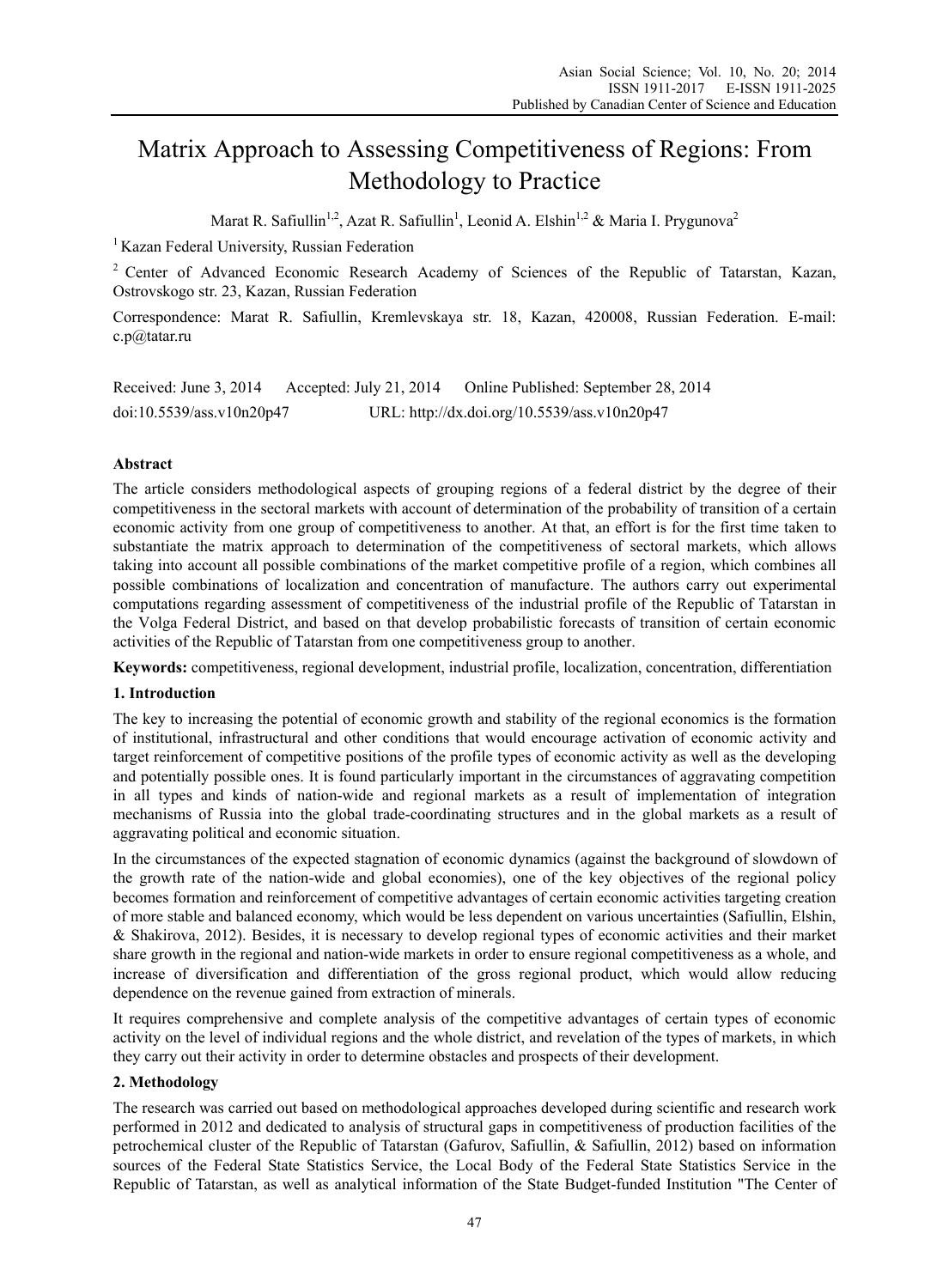# Matrix Approach to Assessing Competitiveness of Regions: From Methodology to Practice

Marat R. Safiullin[1,2], Azat R. Safiullin[1], Leonid A. Elshin[1,2] & Maria I. Prygunova[2]

[1] Kazan Federal University, Russian Federation

[2] Center of Advanced Economic Research Academy of Sciences of the Republic of Tatarstan, Kazan, Ostrovskogo str. 23, Kazan, Russian Federation

Correspondence: Marat R. Safiullin, Kremlevskaya str. 18, Kazan, 420008, Russian Federation. E-mail: c.p@tatar.ru

Received: June 3, 2014 Accepted: July 21, 2014 Online Published: September 28, 2014

doi:10.5539/ass.v10n20p47 URL: http://dx.doi.org/10.5539/ass.v10n20p47

## Abstract

The article considers methodological aspects of grouping regions of a federal district by the degree of their competitiveness in the sectoral markets with account of determination of the probability of transition of a certain economic activity from one group of competitiveness to another. At that, an effort is for the first time taken to substantiate the matrix approach to determination of the competitiveness of sectoral markets, which allows taking into account all possible combinations of the market competitive profile of a region, which combines all possible combinations of localization and concentration of manufacture. The authors carry out experimental computations regarding assessment of competitiveness of the industrial profile of the Republic of Tatarstan in the Volga Federal District, and based on that develop probabilistic forecasts of transition of certain economic activities of the Republic of Tatarstan from one competitiveness group to another.

**Keywords:** competitiveness, regional development, industrial profile, localization, concentration, differentiation

## 1. Introduction

The key to increasing the potential of economic growth and stability of the regional economics is the formation of institutional, infrastructural and other conditions that would encourage activation of economic activity and target reinforcement of competitive positions of the profile types of economic activity as well as the developing and potentially possible ones. It is found particularly important in the circumstances of aggravating competition in all types and kinds of nation-wide and regional markets as a result of implementation of integration mechanisms of Russia into the global trade-coordinating structures and in the global markets as a result of aggravating political and economic situation.

In the circumstances of the expected stagnation of economic dynamics (against the background of slowdown of the growth rate of the nation-wide and global economies), one of the key objectives of the regional policy becomes formation and reinforcement of competitive advantages of certain economic activities targeting creation of more stable and balanced economy, which would be less dependent on various uncertainties (Safiullin, Elshin, & Shakirova, 2012). Besides, it is necessary to develop regional types of economic activities and their market share growth in the regional and nation-wide markets in order to ensure regional competitiveness as a whole, and increase of diversification and differentiation of the gross regional product, which would allow reducing dependence on the revenue gained from extraction of minerals.

It requires comprehensive and complete analysis of the competitive advantages of certain types of economic activity on the level of individual regions and the whole district, and revelation of the types of markets, in which they carry out their activity in order to determine obstacles and prospects of their development.

## 2. Methodology

The research was carried out based on methodological approaches developed during scientific and research work performed in 2012 and dedicated to analysis of structural gaps in competitiveness of production facilities of the petrochemical cluster of the Republic of Tatarstan (Gafurov, Safiullin, & Safiullin, 2012) based on information sources of the Federal State Statistics Service, the Local Body of the Federal State Statistics Service in the Republic of Tatarstan, as well as analytical information of the State Budget-funded Institution "The Center of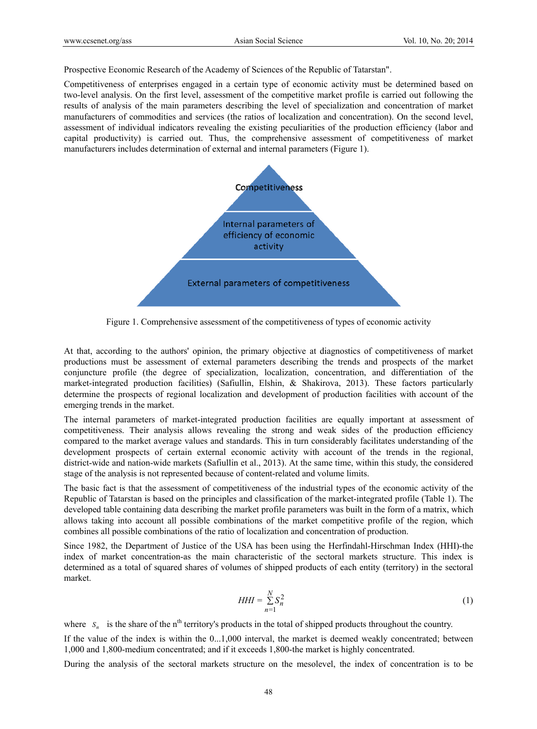Prospective Economic Research of the Academy of Sciences of the Republic of Tatarstan".

Competitiveness of enterprises engaged in a certain type of economic activity must be determined based on two-level analysis. On the first level, assessment of the competitive market profile is carried out following the results of analysis of the main parameters describing the level of specialization and concentration of market manufacturers of commodities and services (the ratios of localization and concentration). On the second level, assessment of individual indicators revealing the existing peculiarities of the production efficiency (labor and capital productivity) is carried out. Thus, the comprehensive assessment of competitiveness of market manufacturers includes determination of external and internal parameters (Figure 1).

Competitiveness

Internal parameters of efficiency of economic activity

External parameters of competitiveness

Figure 1. Comprehensive assessment of the competitiveness of types of economic activity

At that, according to the authors' opinion, the primary objective at diagnostics of competitiveness of market productions must be assessment of external parameters describing the trends and prospects of the market conjuncture profile (the degree of specialization, localization, concentration, and differentiation of the market-integrated production facilities) (Safiullin, Elshin, & Shakirova, 2013). These factors particularly determine the prospects of regional localization and development of production facilities with account of the emerging trends in the market.

The internal parameters of market-integrated production facilities are equally important at assessment of competitiveness. Their analysis allows revealing the strong and weak sides of the production efficiency compared to the market average values and standards. This in turn considerably facilitates understanding of the development prospects of certain economic activity with account of the trends in the regional, district-wide and nation-wide markets (Safiullin et al., 2013). At the same time, within this study, the considered stage of the analysis is not represented because of content-related and volume limits.

The basic fact is that the assessment of competitiveness of the industrial types of the economic activity of the Republic of Tatarstan is based on the principles and classification of the market-integrated profile (Table 1). The developed table containing data describing the market profile parameters was built in the form of a matrix, which allows taking into account all possible combinations of the market competitive profile of the region, which combines all possible combinations of the ratio of localization and concentration of production.

Since 1982, the Department of Justice of the USA has been using the Herfindahl-Hirschman Index (HHI)-the index of market concentration-as the main characteristic of the sectoral markets structure. This index is determined as a total of squared shares of volumes of shipped products of each entity (territory) in the sectoral market.

$$HHI = \sum_{n=1}^{N} S_n^2 \tag{1}$$

where $S_n$ is the share of the n[th] territory's products in the total of shipped products throughout the country.

If the value of the index is within the 0...1,000 interval, the market is deemed weakly concentrated; between 1,000 and 1,800-medium concentrated; and if it exceeds 1,800-the market is highly concentrated.

During the analysis of the sectoral markets structure on the mesolevel, the index of concentration is to be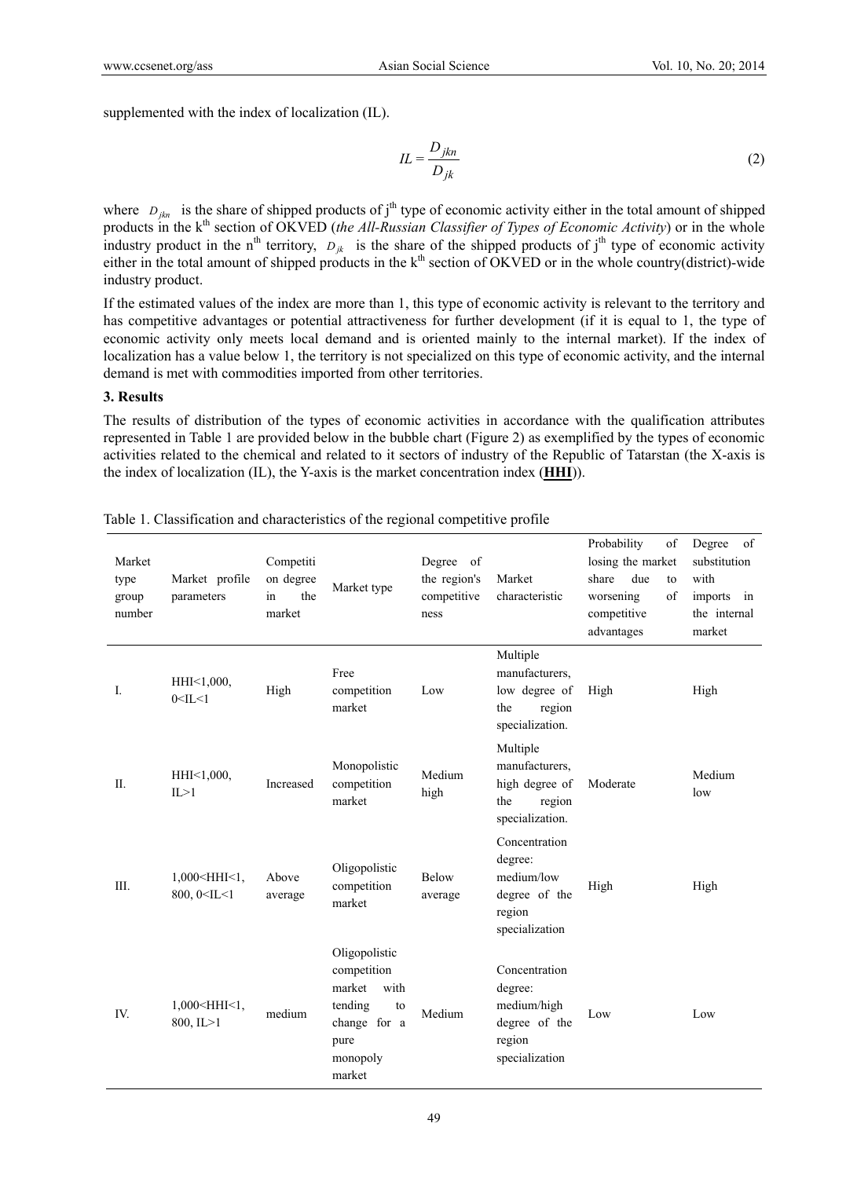supplemented with the index of localization (IL).

$$IL = \frac{D_{jkn}}{D_{jk}} \tag{2}$$

where $D_{jkn}$ is the share of shipped products of j[th] type of economic activity either in the total amount of shipped products in the k[th] section of OKVED (*the All-Russian Classifier of Types of Economic Activity*) or in the whole industry product in the n[th] territory, $D_{jk}$ is the share of the shipped products of j[th] type of economic activity either in the total amount of shipped products in the k[th] section of OKVED or in the whole country(district)-wide industry product.

If the estimated values of the index are more than 1, this type of economic activity is relevant to the territory and has competitive advantages or potential attractiveness for further development (if it is equal to 1, the type of economic activity only meets local demand and is oriented mainly to the internal market). If the index of localization has a value below 1, the territory is not specialized on this type of economic activity, and the internal demand is met with commodities imported from other territories.

### 3. Results

The results of distribution of the types of economic activities in accordance with the qualification attributes represented in Table 1 are provided below in the bubble chart (Figure 2) as exemplified by the types of economic activities related to the chemical and related to it sectors of industry of the Republic of Tatarstan (the X-axis is the index of localization (IL), the Y-axis is the market concentration index (**HHI**)).

Table 1. Classification and characteristics of the regional competitive profile

| Market type group number | Market profile parameters | Competition degree in the market | Market type | Degree of the region's competitiveness | Market characteristic | Probability of losing the market share due to worsening of competitive advantages | Degree of substitution with imports in the internal market |
|---|---|---|---|---|---|---|---|
| I. | HHI<1,000, 0<IL<1 | High | Free competition market | Low | Multiple manufacturers, low degree of the region specialization. | High | High |
| II. | HHI<1,000, IL>1 | Increased | Monopolistic competition market | Medium high | Multiple manufacturers, high degree of the region specialization. | Moderate | Medium low |
| III. | 1,000<HHI<1, 800, 0<IL<1 | Above average | Oligopolistic competition market | Below average | Concentration degree: medium/low degree of the region specialization | High | High |
| IV. | 1,000<HHI<1, 800, IL>1 | medium | Oligopolistic competition market with tending to change for a pure monopoly market | Medium | Concentration degree: medium/high degree of the region specialization | Low | Low |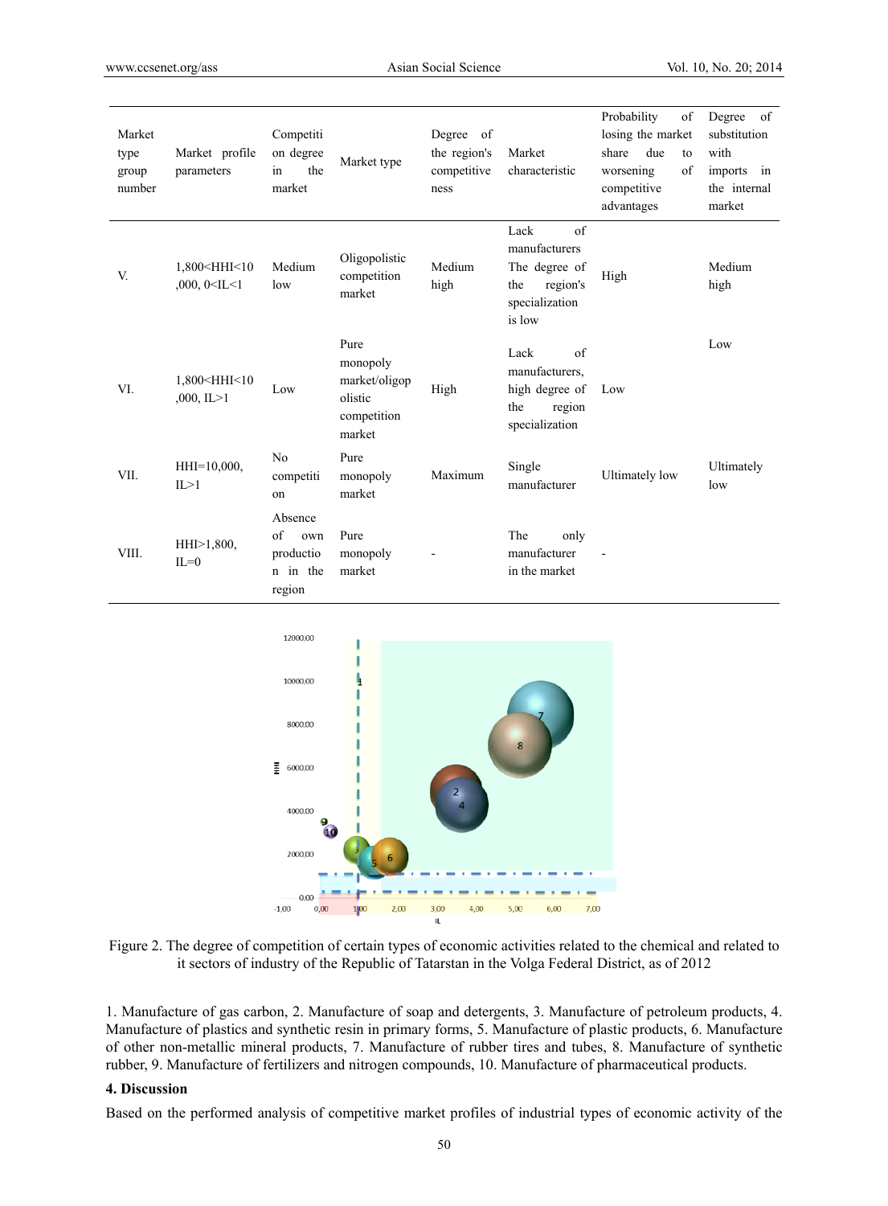| Market type group number | Market profile parameters | Competition degree in the market | Market type | Degree of the region's competitiveness | Market characteristic | Probability of losing the market share due to worsening of competitive advantages | Degree of substitution with imports in the internal market |
|---|---|---|---|---|---|---|---|
| V. | 1,800<HHI<10,000, 0<IL<1 | Medium low | Oligopolistic competition market | Medium high | Lack of manufacturers The degree of the region's specialization is low | High | Medium high |
| VI. | 1,800<HHI<10,000, IL>1 | Low | Pure monopoly market/oligopolistic competition market | High | Lack of manufacturers, high degree of the region specialization | Low | Low |
| VII. | HHI=10,000, IL>1 | No competition | Pure monopoly market | Maximum | Single manufacturer | Ultimately low | Ultimately low |
| VIII. | HHI>1,800, IL=0 | Absence of own production in the region | Pure monopoly market | - | The only manufacturer in the market | - | |

Figure 2. The degree of competition of certain types of economic activities related to the chemical and related to it sectors of industry of the Republic of Tatarstan in the Volga Federal District, as of 2012

1. Manufacture of gas carbon, 2. Manufacture of soap and detergents, 3. Manufacture of petroleum products, 4. Manufacture of plastics and synthetic resin in primary forms, 5. Manufacture of plastic products, 6. Manufacture of other non-metallic mineral products, 7. Manufacture of rubber tires and tubes, 8. Manufacture of synthetic rubber, 9. Manufacture of fertilizers and nitrogen compounds, 10. Manufacture of pharmaceutical products.

## 4. Discussion

Based on the performed analysis of competitive market profiles of industrial types of economic activity of the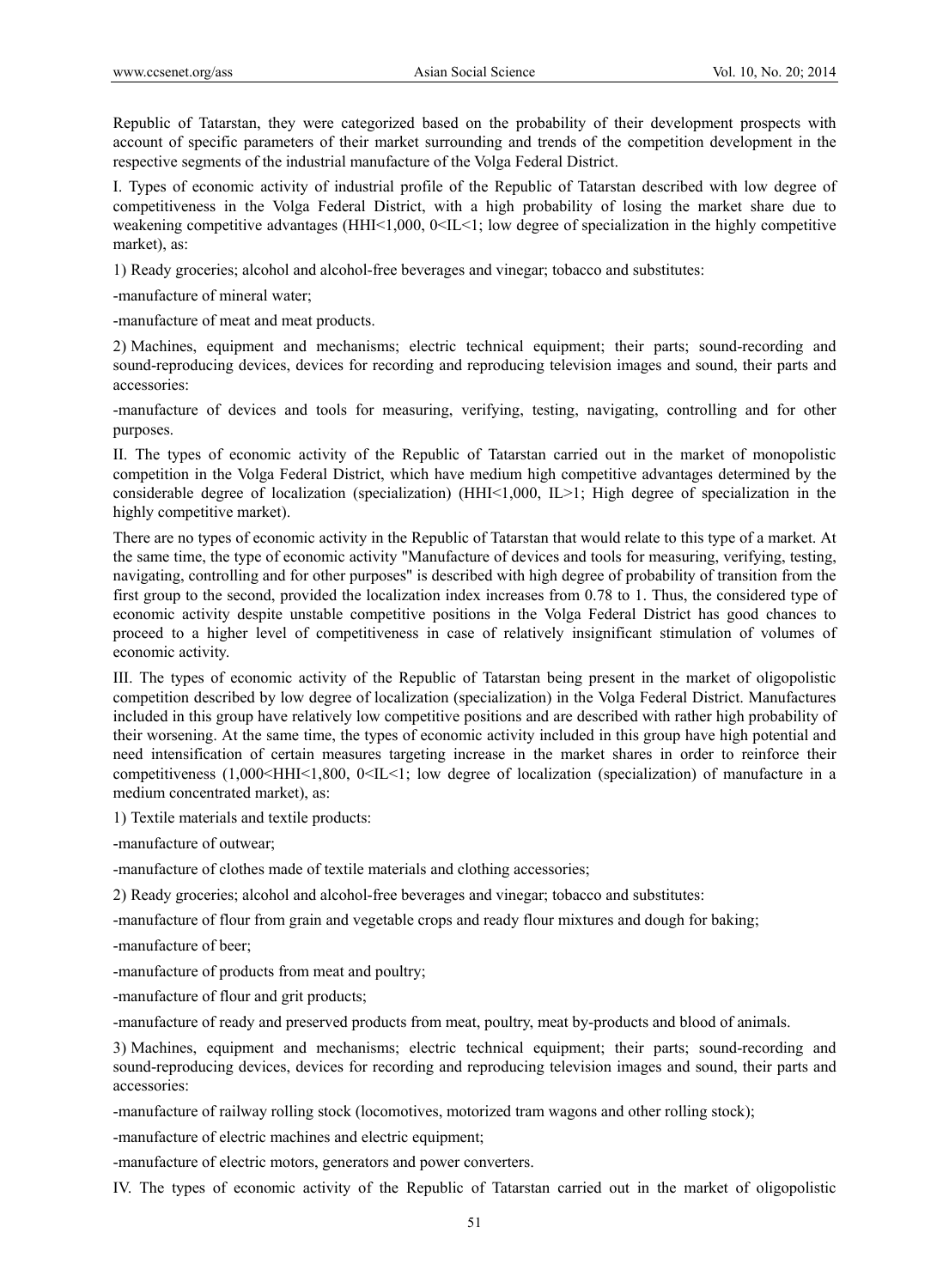Republic of Tatarstan, they were categorized based on the probability of their development prospects with account of specific parameters of their market surrounding and trends of the competition development in the respective segments of the industrial manufacture of the Volga Federal District.

I. Types of economic activity of industrial profile of the Republic of Tatarstan described with low degree of competitiveness in the Volga Federal District, with a high probability of losing the market share due to weakening competitive advantages (HHI<1,000, 0<IL<1; low degree of specialization in the highly competitive market), as:

1) Ready groceries; alcohol and alcohol-free beverages and vinegar; tobacco and substitutes:

-manufacture of mineral water;

-manufacture of meat and meat products.

2) Machines, equipment and mechanisms; electric technical equipment; their parts; sound-recording and sound-reproducing devices, devices for recording and reproducing television images and sound, their parts and accessories:

-manufacture of devices and tools for measuring, verifying, testing, navigating, controlling and for other purposes.

II. The types of economic activity of the Republic of Tatarstan carried out in the market of monopolistic competition in the Volga Federal District, which have medium high competitive advantages determined by the considerable degree of localization (specialization) (HHI<1,000, IL>1; High degree of specialization in the highly competitive market).

There are no types of economic activity in the Republic of Tatarstan that would relate to this type of a market. At the same time, the type of economic activity "Manufacture of devices and tools for measuring, verifying, testing, navigating, controlling and for other purposes" is described with high degree of probability of transition from the first group to the second, provided the localization index increases from 0.78 to 1. Thus, the considered type of economic activity despite unstable competitive positions in the Volga Federal District has good chances to proceed to a higher level of competitiveness in case of relatively insignificant stimulation of volumes of economic activity.

III. The types of economic activity of the Republic of Tatarstan being present in the market of oligopolistic competition described by low degree of localization (specialization) in the Volga Federal District. Manufactures included in this group have relatively low competitive positions and are described with rather high probability of their worsening. At the same time, the types of economic activity included in this group have high potential and need intensification of certain measures targeting increase in the market shares in order to reinforce their competitiveness (1,000<HHI<1,800, 0<IL<1; low degree of localization (specialization) of manufacture in a medium concentrated market), as:

1) Textile materials and textile products:

-manufacture of outwear;

-manufacture of clothes made of textile materials and clothing accessories;

2) Ready groceries; alcohol and alcohol-free beverages and vinegar; tobacco and substitutes:

-manufacture of flour from grain and vegetable crops and ready flour mixtures and dough for baking;

-manufacture of beer;

-manufacture of products from meat and poultry;

-manufacture of flour and grit products;

-manufacture of ready and preserved products from meat, poultry, meat by-products and blood of animals.

3) Machines, equipment and mechanisms; electric technical equipment; their parts; sound-recording and sound-reproducing devices, devices for recording and reproducing television images and sound, their parts and accessories:

-manufacture of railway rolling stock (locomotives, motorized tram wagons and other rolling stock);

-manufacture of electric machines and electric equipment;

-manufacture of electric motors, generators and power converters.

IV. The types of economic activity of the Republic of Tatarstan carried out in the market of oligopolistic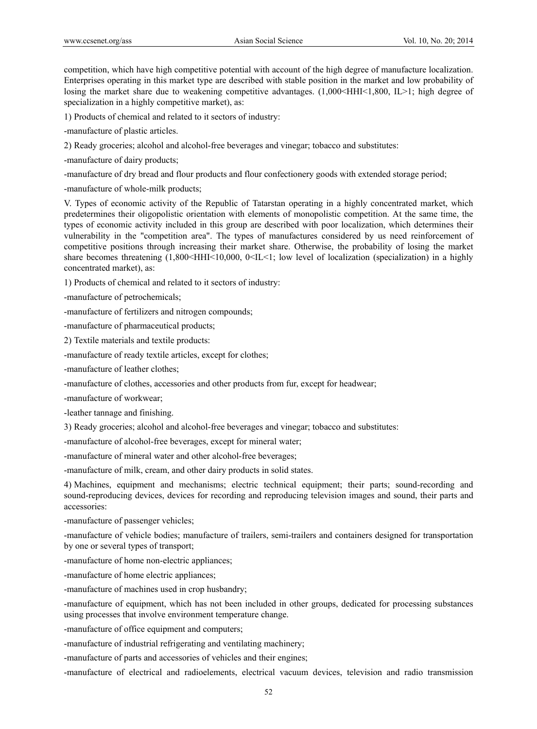competition, which have high competitive potential with account of the high degree of manufacture localization. Enterprises operating in this market type are described with stable position in the market and low probability of losing the market share due to weakening competitive advantages. ($1,000<HHI<1,800$, $IL>1$; high degree of specialization in a highly competitive market), as:

1) Products of chemical and related to it sectors of industry:

-manufacture of plastic articles.

2) Ready groceries; alcohol and alcohol-free beverages and vinegar; tobacco and substitutes:

-manufacture of dairy products;

-manufacture of dry bread and flour products and flour confectionery goods with extended storage period;

-manufacture of whole-milk products;

V. Types of economic activity of the Republic of Tatarstan operating in a highly concentrated market, which predetermines their oligopolistic orientation with elements of monopolistic competition. At the same time, the types of economic activity included in this group are described with poor localization, which determines their vulnerability in the "competition area". The types of manufactures considered by us need reinforcement of competitive positions through increasing their market share. Otherwise, the probability of losing the market share becomes threatening ($1,800<HHI<10,000$, $0<IL<1$; low level of localization (specialization) in a highly concentrated market), as:

1) Products of chemical and related to it sectors of industry:

-manufacture of petrochemicals;

-manufacture of fertilizers and nitrogen compounds;

-manufacture of pharmaceutical products;

2) Textile materials and textile products:

-manufacture of ready textile articles, except for clothes;

-manufacture of leather clothes;

-manufacture of clothes, accessories and other products from fur, except for headwear;

-manufacture of workwear;

-leather tannage and finishing.

3) Ready groceries; alcohol and alcohol-free beverages and vinegar; tobacco and substitutes:

-manufacture of alcohol-free beverages, except for mineral water;

-manufacture of mineral water and other alcohol-free beverages;

-manufacture of milk, cream, and other dairy products in solid states.

4) Machines, equipment and mechanisms; electric technical equipment; their parts; sound-recording and sound-reproducing devices, devices for recording and reproducing television images and sound, their parts and accessories:

-manufacture of passenger vehicles;

-manufacture of vehicle bodies; manufacture of trailers, semi-trailers and containers designed for transportation by one or several types of transport;

-manufacture of home non-electric appliances;

-manufacture of home electric appliances;

-manufacture of machines used in crop husbandry;

-manufacture of equipment, which has not been included in other groups, dedicated for processing substances using processes that involve environment temperature change.

-manufacture of office equipment and computers;

-manufacture of industrial refrigerating and ventilating machinery;

-manufacture of parts and accessories of vehicles and their engines;

-manufacture of electrical and radioelements, electrical vacuum devices, television and radio transmission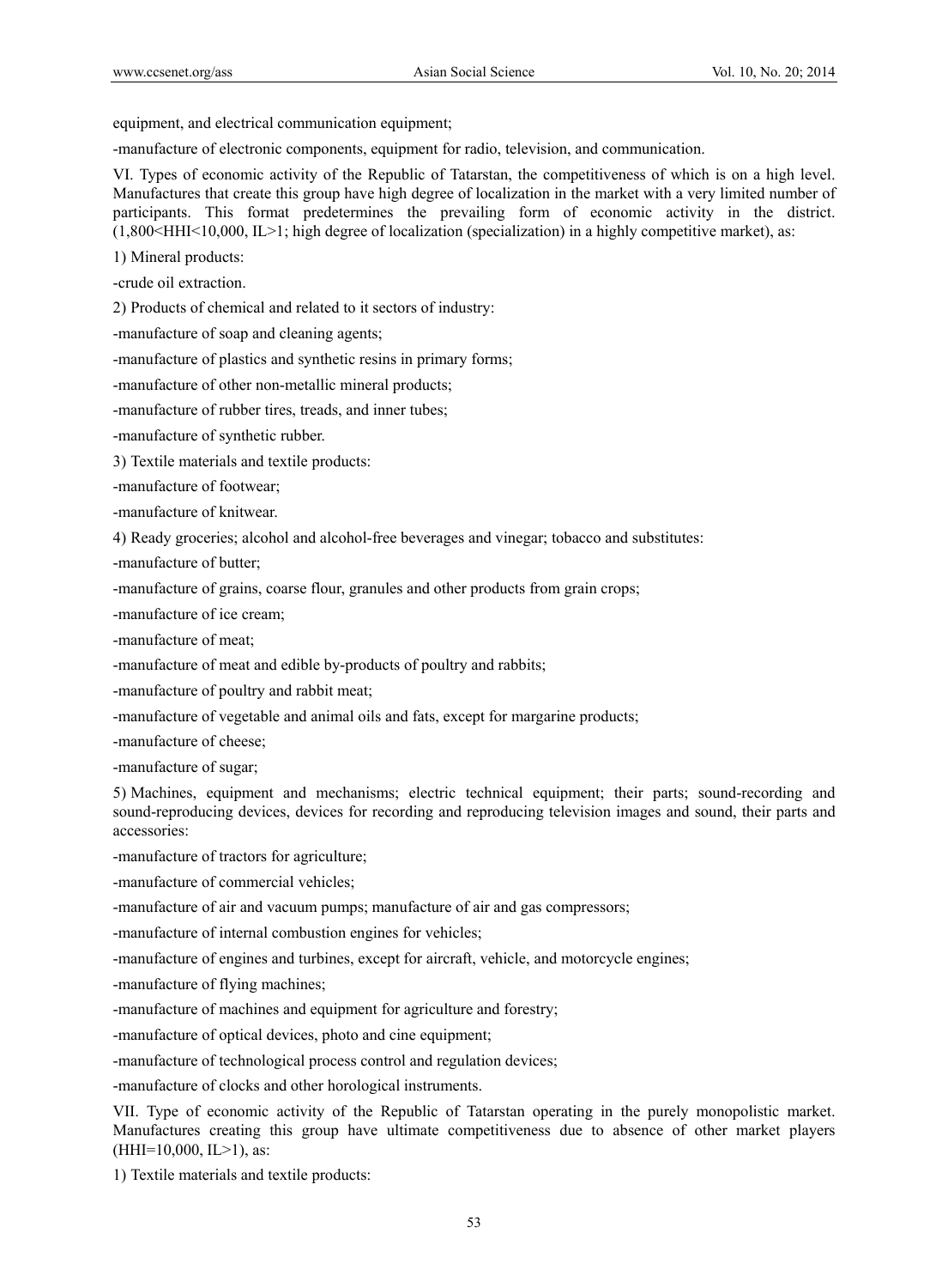equipment, and electrical communication equipment;

-manufacture of electronic components, equipment for radio, television, and communication.

VI. Types of economic activity of the Republic of Tatarstan, the competitiveness of which is on a high level. Manufactures that create this group have high degree of localization in the market with a very limited number of participants. This format predetermines the prevailing form of economic activity in the district. (1,800<HHI<10,000, IL>1; high degree of localization (specialization) in a highly competitive market), as:

1) Mineral products:

-crude oil extraction.

2) Products of chemical and related to it sectors of industry:

-manufacture of soap and cleaning agents;

-manufacture of plastics and synthetic resins in primary forms;

-manufacture of other non-metallic mineral products;

-manufacture of rubber tires, treads, and inner tubes;

-manufacture of synthetic rubber.

3) Textile materials and textile products:

-manufacture of footwear;

-manufacture of knitwear.

4) Ready groceries; alcohol and alcohol-free beverages and vinegar; tobacco and substitutes:

-manufacture of butter;

-manufacture of grains, coarse flour, granules and other products from grain crops;

-manufacture of ice cream;

-manufacture of meat;

-manufacture of meat and edible by-products of poultry and rabbits;

-manufacture of poultry and rabbit meat;

-manufacture of vegetable and animal oils and fats, except for margarine products;

-manufacture of cheese;

-manufacture of sugar;

5) Machines, equipment and mechanisms; electric technical equipment; their parts; sound-recording and sound-reproducing devices, devices for recording and reproducing television images and sound, their parts and accessories:

-manufacture of tractors for agriculture;

-manufacture of commercial vehicles;

-manufacture of air and vacuum pumps; manufacture of air and gas compressors;

-manufacture of internal combustion engines for vehicles;

-manufacture of engines and turbines, except for aircraft, vehicle, and motorcycle engines;

-manufacture of flying machines;

-manufacture of machines and equipment for agriculture and forestry;

-manufacture of optical devices, photo and cine equipment;

-manufacture of technological process control and regulation devices;

-manufacture of clocks and other horological instruments.

VII. Type of economic activity of the Republic of Tatarstan operating in the purely monopolistic market. Manufactures creating this group have ultimate competitiveness due to absence of other market players (HHI=10,000, IL>1), as:

1) Textile materials and textile products: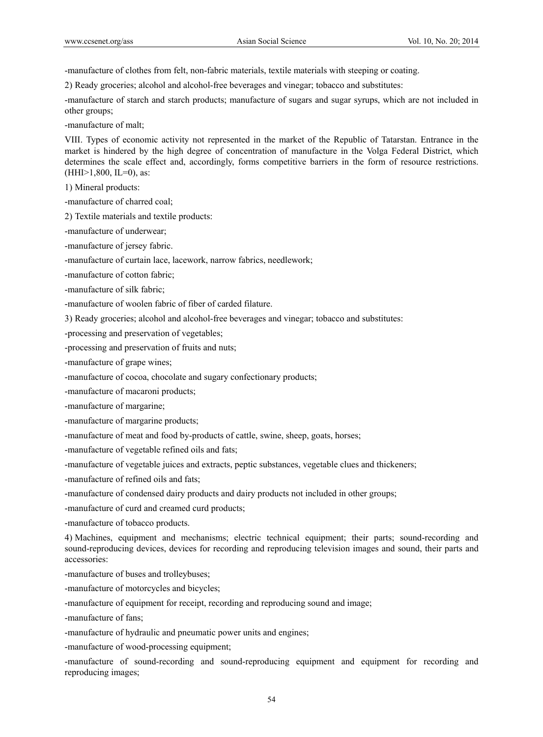-manufacture of clothes from felt, non-fabric materials, textile materials with steeping or coating.

2) Ready groceries; alcohol and alcohol-free beverages and vinegar; tobacco and substitutes:

-manufacture of starch and starch products; manufacture of sugars and sugar syrups, which are not included in other groups;

-manufacture of malt;

VIII. Types of economic activity not represented in the market of the Republic of Tatarstan. Entrance in the market is hindered by the high degree of concentration of manufacture in the Volga Federal District, which determines the scale effect and, accordingly, forms competitive barriers in the form of resource restrictions. (HHI>1,800, IL=0), as:

1) Mineral products:

-manufacture of charred coal;

2) Textile materials and textile products:

-manufacture of underwear;

-manufacture of jersey fabric.

-manufacture of curtain lace, lacework, narrow fabrics, needlework;

-manufacture of cotton fabric;

-manufacture of silk fabric;

-manufacture of woolen fabric of fiber of carded filature.

3) Ready groceries; alcohol and alcohol-free beverages and vinegar; tobacco and substitutes:

-processing and preservation of vegetables;

-processing and preservation of fruits and nuts;

-manufacture of grape wines;

-manufacture of cocoa, chocolate and sugary confectionary products;

-manufacture of macaroni products;

-manufacture of margarine;

-manufacture of margarine products;

-manufacture of meat and food by-products of cattle, swine, sheep, goats, horses;

-manufacture of vegetable refined oils and fats;

-manufacture of vegetable juices and extracts, peptic substances, vegetable clues and thickeners;

-manufacture of refined oils and fats;

-manufacture of condensed dairy products and dairy products not included in other groups;

-manufacture of curd and creamed curd products;

-manufacture of tobacco products.

4) Machines, equipment and mechanisms; electric technical equipment; their parts; sound-recording and sound-reproducing devices, devices for recording and reproducing television images and sound, their parts and accessories:

-manufacture of buses and trolleybuses;

-manufacture of motorcycles and bicycles;

-manufacture of equipment for receipt, recording and reproducing sound and image;

-manufacture of fans;

-manufacture of hydraulic and pneumatic power units and engines;

-manufacture of wood-processing equipment;

-manufacture of sound-recording and sound-reproducing equipment and equipment for recording and reproducing images;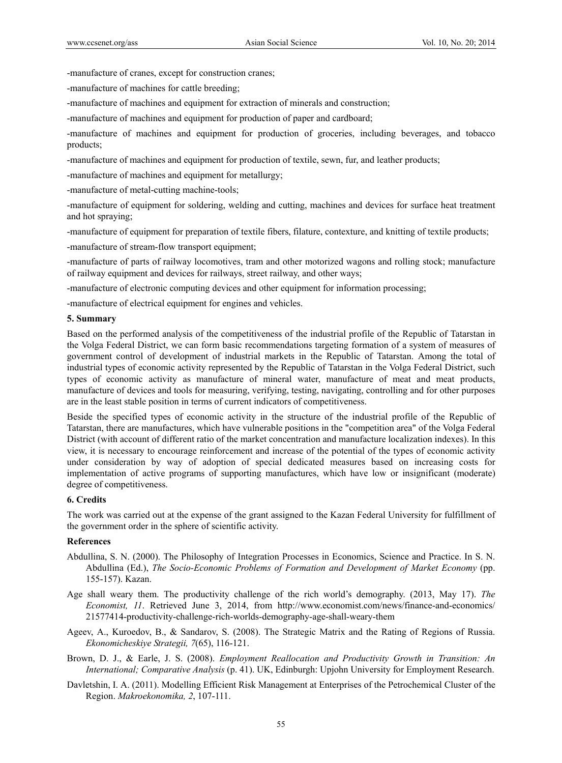-manufacture of cranes, except for construction cranes;

-manufacture of machines for cattle breeding;

-manufacture of machines and equipment for extraction of minerals and construction;

-manufacture of machines and equipment for production of paper and cardboard;

-manufacture of machines and equipment for production of groceries, including beverages, and tobacco products;

-manufacture of machines and equipment for production of textile, sewn, fur, and leather products;

-manufacture of machines and equipment for metallurgy;

-manufacture of metal-cutting machine-tools;

-manufacture of equipment for soldering, welding and cutting, machines and devices for surface heat treatment and hot spraying;

-manufacture of equipment for preparation of textile fibers, filature, contexture, and knitting of textile products;

-manufacture of stream-flow transport equipment;

-manufacture of parts of railway locomotives, tram and other motorized wagons and rolling stock; manufacture of railway equipment and devices for railways, street railway, and other ways;

-manufacture of electronic computing devices and other equipment for information processing;

-manufacture of electrical equipment for engines and vehicles.

## 5. Summary

Based on the performed analysis of the competitiveness of the industrial profile of the Republic of Tatarstan in the Volga Federal District, we can form basic recommendations targeting formation of a system of measures of government control of development of industrial markets in the Republic of Tatarstan. Among the total of industrial types of economic activity represented by the Republic of Tatarstan in the Volga Federal District, such types of economic activity as manufacture of mineral water, manufacture of meat and meat products, manufacture of devices and tools for measuring, verifying, testing, navigating, controlling and for other purposes are in the least stable position in terms of current indicators of competitiveness.

Beside the specified types of economic activity in the structure of the industrial profile of the Republic of Tatarstan, there are manufactures, which have vulnerable positions in the "competition area" of the Volga Federal District (with account of different ratio of the market concentration and manufacture localization indexes). In this view, it is necessary to encourage reinforcement and increase of the potential of the types of economic activity under consideration by way of adoption of special dedicated measures based on increasing costs for implementation of active programs of supporting manufactures, which have low or insignificant (moderate) degree of competitiveness.

## 6. Credits

The work was carried out at the expense of the grant assigned to the Kazan Federal University for fulfillment of the government order in the sphere of scientific activity.

## References

Abdullina, S. N. (2000). The Philosophy of Integration Processes in Economics, Science and Practice. In S. N. Abdullina (Ed.), *The Socio-Economic Problems of Formation and Development of Market Economy* (pp. 155-157). Kazan.

Age shall weary them. The productivity challenge of the rich world's demography. (2013, May 17). *The Economist, 11*. Retrieved June 3, 2014, from http://www.economist.com/news/finance-and-economics/21577414-productivity-challenge-rich-worlds-demography-age-shall-weary-them

Ageev, A., Kuroedov, B., & Sandarov, S. (2008). The Strategic Matrix and the Rating of Regions of Russia. *Ekonomicheskiye Strategii, 7*(65), 116-121.

Brown, D. J., & Earle, J. S. (2008). *Employment Reallocation and Productivity Growth in Transition: An International; Comparative Analysis* (p. 41). UK, Edinburgh: Upjohn University for Employment Research.

Davletshin, I. A. (2011). Modelling Efficient Risk Management at Enterprises of the Petrochemical Cluster of the Region. *Makroekonomika, 2*, 107-111.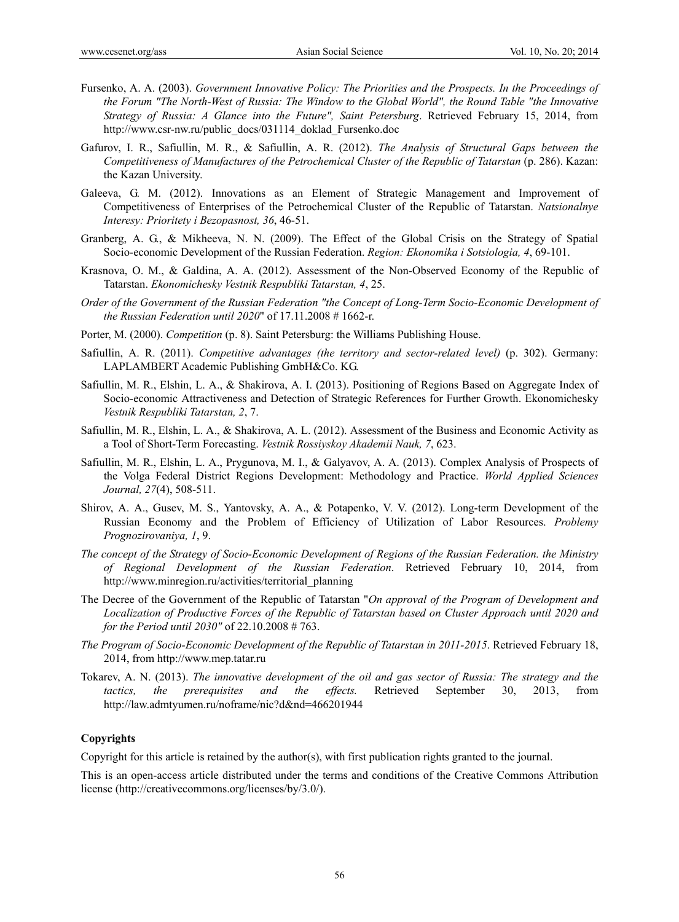Fursenko, A. A. (2003). *Government Innovative Policy: The Priorities and the Prospects. In the Proceedings of the Forum "The North-West of Russia: The Window to the Global World", the Round Table "the Innovative Strategy of Russia: A Glance into the Future", Saint Petersburg*. Retrieved February 15, 2014, from http://www.csr-nw.ru/public_docs/031114_doklad_Fursenko.doc

Gafurov, I. R., Safiullin, M. R., & Safiullin, A. R. (2012). *The Analysis of Structural Gaps between the Competitiveness of Manufactures of the Petrochemical Cluster of the Republic of Tatarstan* (p. 286). Kazan: the Kazan University.

Galeeva, G. M. (2012). Innovations as an Element of Strategic Management and Improvement of Competitiveness of Enterprises of the Petrochemical Cluster of the Republic of Tatarstan. *Natsionalnye Interesy: Prioritety i Bezopasnost, 36*, 46-51.

Granberg, A. G., & Mikheeva, N. N. (2009). The Effect of the Global Crisis on the Strategy of Spatial Socio-economic Development of the Russian Federation. *Region: Ekonomika i Sotsiologia, 4*, 69-101.

Krasnova, O. M., & Galdina, A. A. (2012). Assessment of the Non-Observed Economy of the Republic of Tatarstan. *Ekonomichesky Vestnik Respubliki Tatarstan, 4*, 25.

*Order of the Government of the Russian Federation "the Concept of Long-Term Socio-Economic Development of the Russian Federation until 2020*" of 17.11.2008 # 1662-r.

Porter, M. (2000). *Competition* (p. 8). Saint Petersburg: the Williams Publishing House.

Safiullin, A. R. (2011). *Competitive advantages (the territory and sector-related level)* (p. 302). Germany: LAPLAMBERT Academic Publishing GmbH&Co. KG.

Safiullin, M. R., Elshin, L. A., & Shakirova, A. I. (2013). Positioning of Regions Based on Aggregate Index of Socio-economic Attractiveness and Detection of Strategic References for Further Growth. Ekonomichesky *Vestnik Respubliki Tatarstan, 2*, 7.

Safiullin, M. R., Elshin, L. A., & Shakirova, A. L. (2012). Assessment of the Business and Economic Activity as a Tool of Short-Term Forecasting. *Vestnik Rossiyskoy Akademii Nauk, 7*, 623.

Safiullin, M. R., Elshin, L. A., Prygunova, M. I., & Galyavov, A. A. (2013). Complex Analysis of Prospects of the Volga Federal District Regions Development: Methodology and Practice. *World Applied Sciences Journal, 27*(4), 508-511.

Shirov, A. A., Gusev, M. S., Yantovsky, A. A., & Potapenko, V. V. (2012). Long-term Development of the Russian Economy and the Problem of Efficiency of Utilization of Labor Resources. *Problemy Prognozirovaniya, 1*, 9.

*The concept of the Strategy of Socio-Economic Development of Regions of the Russian Federation. the Ministry of Regional Development of the Russian Federation*. Retrieved February 10, 2014, from http://www.minregion.ru/activities/territorial_planning

The Decree of the Government of the Republic of Tatarstan "*On approval of the Program of Development and Localization of Productive Forces of the Republic of Tatarstan based on Cluster Approach until 2020 and for the Period until 2030"* of 22.10.2008 # 763.

*The Program of Socio-Economic Development of the Republic of Tatarstan in 2011-2015*. Retrieved February 18, 2014, from http://www.mep.tatar.ru

Tokarev, A. N. (2013). *The innovative development of the oil and gas sector of Russia: The strategy and the tactics, the prerequisites and the effects.* Retrieved September 30, 2013, from http://law.admtyumen.ru/noframe/nic?d&nd=466201944

**Copyrights**

Copyright for this article is retained by the author(s), with first publication rights granted to the journal.

This is an open-access article distributed under the terms and conditions of the Creative Commons Attribution license (http://creativecommons.org/licenses/by/3.0/).